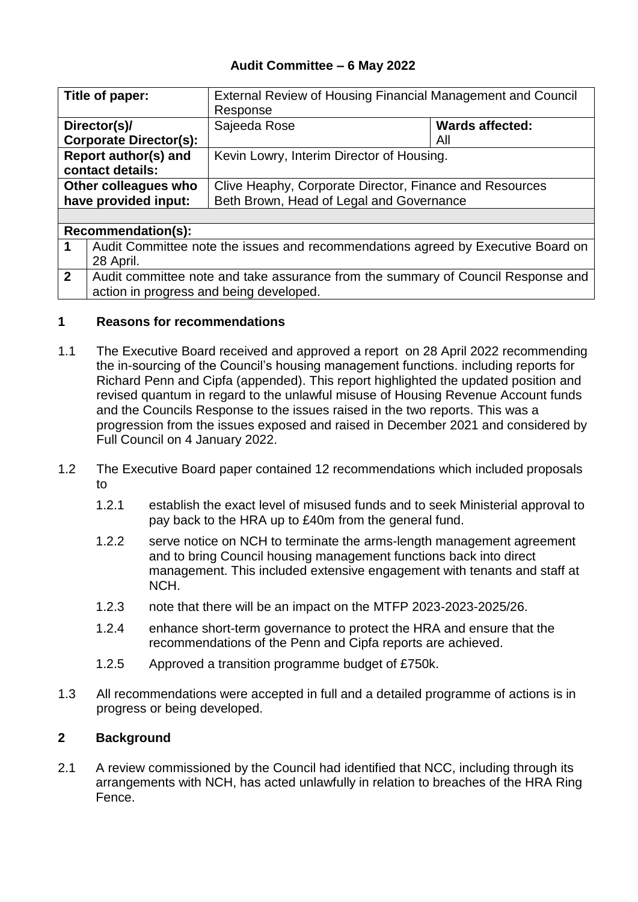**Audit Committee – 6 May 2022**

| Title of paper: | External Review of Housing Financial Management and Council Response | |
|---|---|---|
| **Director(s)/ Corporate Director(s):** | Sajeeda Rose | **Wards affected:** All |
| **Report author(s) and contact details:** | Kevin Lowry, Interim Director of Housing. | |
| **Other colleagues who have provided input:** | Clive Heaphy, Corporate Director, Finance and Resources<br>Beth Brown, Head of Legal and Governance | |

**Recommendation(s):**

| | |
|---|---|
| **1** | Audit Committee note the issues and recommendations agreed by Executive Board on 28 April. |
| **2** | Audit committee note and take assurance from the summary of Council Response and action in progress and being developed. |

## 1 Reasons for recommendations

1.1 The Executive Board received and approved a report on 28 April 2022 recommending the in-sourcing of the Council's housing management functions. including reports for Richard Penn and Cipfa (appended). This report highlighted the updated position and revised quantum in regard to the unlawful misuse of Housing Revenue Account funds and the Councils Response to the issues raised in the two reports. This was a progression from the issues exposed and raised in December 2021 and considered by Full Council on 4 January 2022.

1.2 The Executive Board paper contained 12 recommendations which included proposals to

- 1.2.1 establish the exact level of misused funds and to seek Ministerial approval to pay back to the HRA up to £40m from the general fund.
- 1.2.2 serve notice on NCH to terminate the arms-length management agreement and to bring Council housing management functions back into direct management. This included extensive engagement with tenants and staff at NCH.
- 1.2.3 note that there will be an impact on the MTFP 2023-2023-2025/26.
- 1.2.4 enhance short-term governance to protect the HRA and ensure that the recommendations of the Penn and Cipfa reports are achieved.
- 1.2.5 Approved a transition programme budget of £750k.

1.3 All recommendations were accepted in full and a detailed programme of actions is in progress or being developed.

## 2 Background

2.1 A review commissioned by the Council had identified that NCC, including through its arrangements with NCH, has acted unlawfully in relation to breaches of the HRA Ring Fence.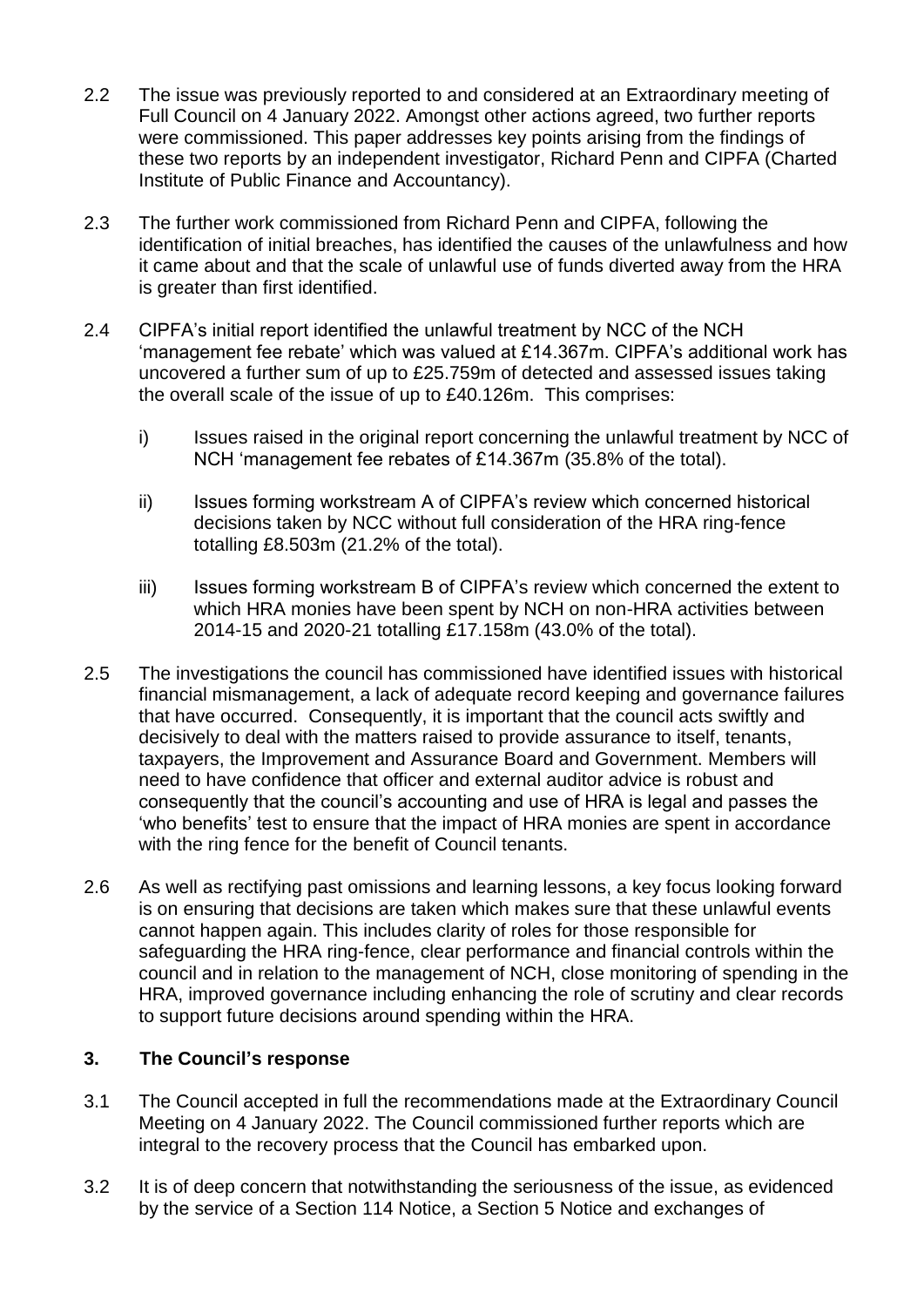2.2 The issue was previously reported to and considered at an Extraordinary meeting of Full Council on 4 January 2022. Amongst other actions agreed, two further reports were commissioned. This paper addresses key points arising from the findings of these two reports by an independent investigator, Richard Penn and CIPFA (Charted Institute of Public Finance and Accountancy).

2.3 The further work commissioned from Richard Penn and CIPFA, following the identification of initial breaches, has identified the causes of the unlawfulness and how it came about and that the scale of unlawful use of funds diverted away from the HRA is greater than first identified.

2.4 CIPFA's initial report identified the unlawful treatment by NCC of the NCH 'management fee rebate' which was valued at £14.367m. CIPFA's additional work has uncovered a further sum of up to £25.759m of detected and assessed issues taking the overall scale of the issue of up to £40.126m. This comprises:

i) Issues raised in the original report concerning the unlawful treatment by NCC of NCH 'management fee rebates of £14.367m (35.8% of the total).

ii) Issues forming workstream A of CIPFA's review which concerned historical decisions taken by NCC without full consideration of the HRA ring-fence totalling £8.503m (21.2% of the total).

iii) Issues forming workstream B of CIPFA's review which concerned the extent to which HRA monies have been spent by NCH on non-HRA activities between 2014-15 and 2020-21 totalling £17.158m (43.0% of the total).

2.5 The investigations the council has commissioned have identified issues with historical financial mismanagement, a lack of adequate record keeping and governance failures that have occurred. Consequently, it is important that the council acts swiftly and decisively to deal with the matters raised to provide assurance to itself, tenants, taxpayers, the Improvement and Assurance Board and Government. Members will need to have confidence that officer and external auditor advice is robust and consequently that the council's accounting and use of HRA is legal and passes the 'who benefits' test to ensure that the impact of HRA monies are spent in accordance with the ring fence for the benefit of Council tenants.

2.6 As well as rectifying past omissions and learning lessons, a key focus looking forward is on ensuring that decisions are taken which makes sure that these unlawful events cannot happen again. This includes clarity of roles for those responsible for safeguarding the HRA ring-fence, clear performance and financial controls within the council and in relation to the management of NCH, close monitoring of spending in the HRA, improved governance including enhancing the role of scrutiny and clear records to support future decisions around spending within the HRA.

## 3. The Council's response

3.1 The Council accepted in full the recommendations made at the Extraordinary Council Meeting on 4 January 2022. The Council commissioned further reports which are integral to the recovery process that the Council has embarked upon.

3.2 It is of deep concern that notwithstanding the seriousness of the issue, as evidenced by the service of a Section 114 Notice, a Section 5 Notice and exchanges of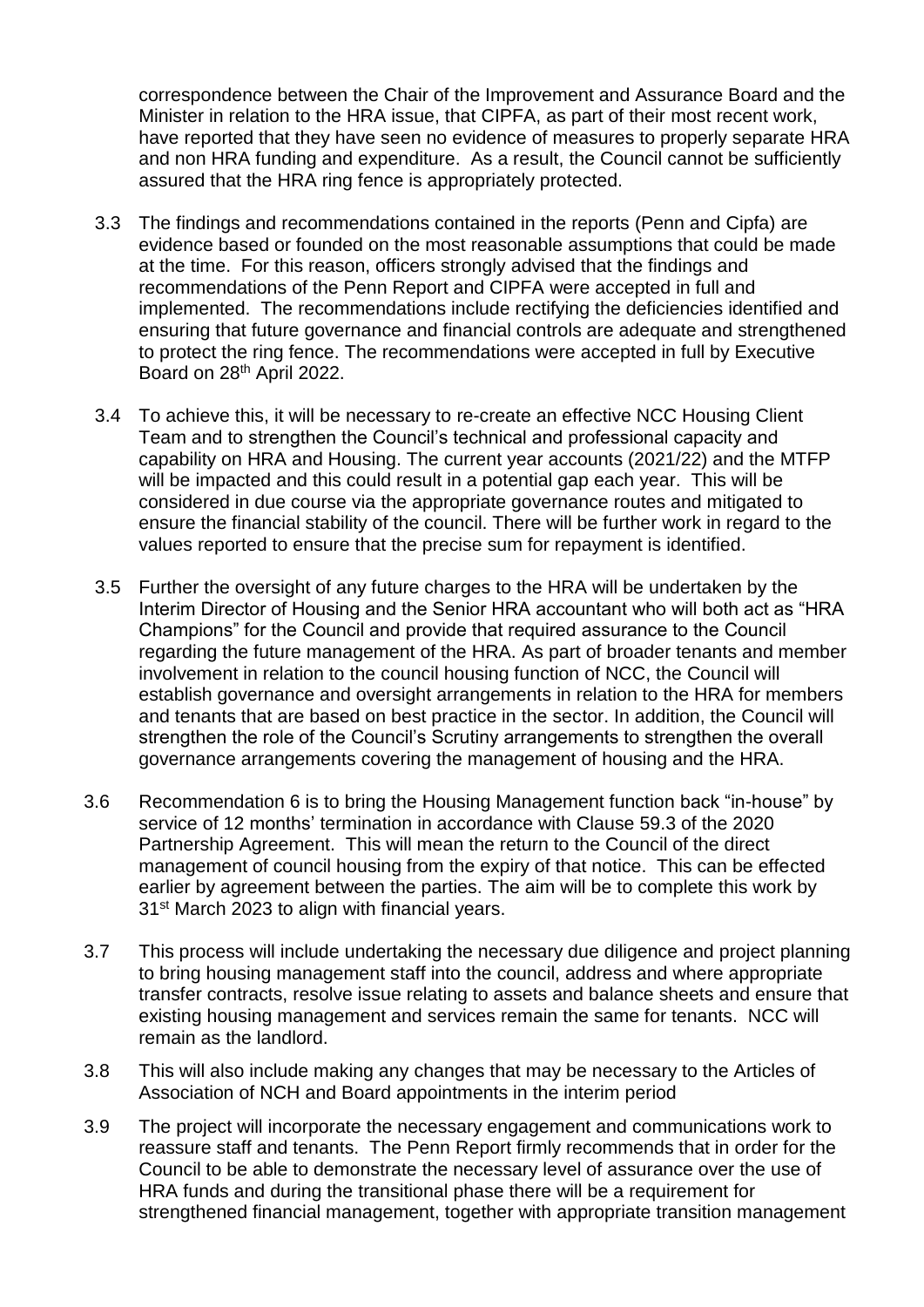correspondence between the Chair of the Improvement and Assurance Board and the Minister in relation to the HRA issue, that CIPFA, as part of their most recent work, have reported that they have seen no evidence of measures to properly separate HRA and non HRA funding and expenditure. As a result, the Council cannot be sufficiently assured that the HRA ring fence is appropriately protected.

3.3 The findings and recommendations contained in the reports (Penn and Cipfa) are evidence based or founded on the most reasonable assumptions that could be made at the time. For this reason, officers strongly advised that the findings and recommendations of the Penn Report and CIPFA were accepted in full and implemented. The recommendations include rectifying the deficiencies identified and ensuring that future governance and financial controls are adequate and strengthened to protect the ring fence. The recommendations were accepted in full by Executive Board on 28th April 2022.

3.4 To achieve this, it will be necessary to re-create an effective NCC Housing Client Team and to strengthen the Council's technical and professional capacity and capability on HRA and Housing. The current year accounts (2021/22) and the MTFP will be impacted and this could result in a potential gap each year. This will be considered in due course via the appropriate governance routes and mitigated to ensure the financial stability of the council. There will be further work in regard to the values reported to ensure that the precise sum for repayment is identified.

3.5 Further the oversight of any future charges to the HRA will be undertaken by the Interim Director of Housing and the Senior HRA accountant who will both act as "HRA Champions" for the Council and provide that required assurance to the Council regarding the future management of the HRA. As part of broader tenants and member involvement in relation to the council housing function of NCC, the Council will establish governance and oversight arrangements in relation to the HRA for members and tenants that are based on best practice in the sector. In addition, the Council will strengthen the role of the Council's Scrutiny arrangements to strengthen the overall governance arrangements covering the management of housing and the HRA.

3.6 Recommendation 6 is to bring the Housing Management function back "in-house" by service of 12 months' termination in accordance with Clause 59.3 of the 2020 Partnership Agreement. This will mean the return to the Council of the direct management of council housing from the expiry of that notice. This can be effected earlier by agreement between the parties. The aim will be to complete this work by 31st March 2023 to align with financial years.

3.7 This process will include undertaking the necessary due diligence and project planning to bring housing management staff into the council, address and where appropriate transfer contracts, resolve issue relating to assets and balance sheets and ensure that existing housing management and services remain the same for tenants. NCC will remain as the landlord.

3.8 This will also include making any changes that may be necessary to the Articles of Association of NCH and Board appointments in the interim period

3.9 The project will incorporate the necessary engagement and communications work to reassure staff and tenants. The Penn Report firmly recommends that in order for the Council to be able to demonstrate the necessary level of assurance over the use of HRA funds and during the transitional phase there will be a requirement for strengthened financial management, together with appropriate transition management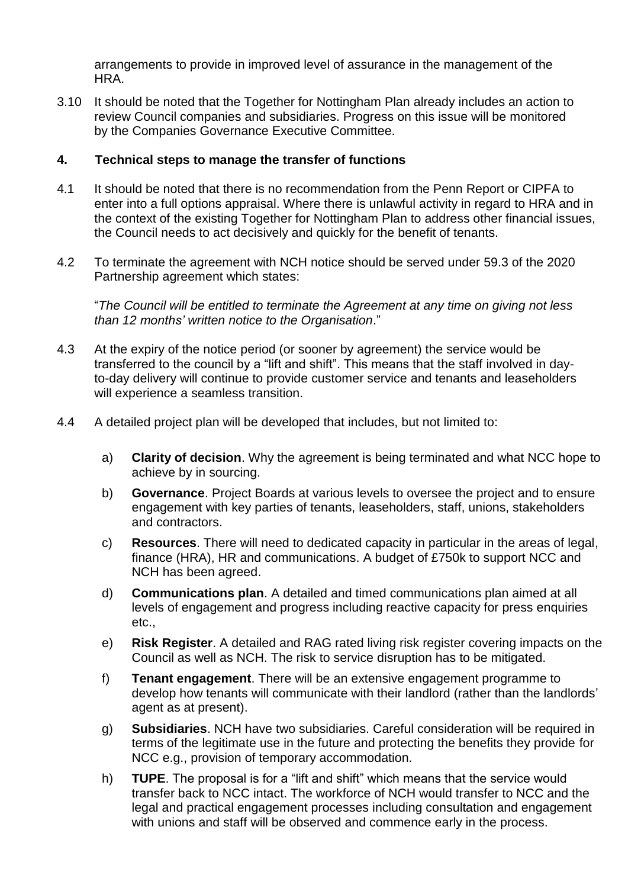arrangements to provide in improved level of assurance in the management of the HRA.

3.10 It should be noted that the Together for Nottingham Plan already includes an action to review Council companies and subsidiaries. Progress on this issue will be monitored by the Companies Governance Executive Committee.

## 4. Technical steps to manage the transfer of functions

4.1 It should be noted that there is no recommendation from the Penn Report or CIPFA to enter into a full options appraisal. Where there is unlawful activity in regard to HRA and in the context of the existing Together for Nottingham Plan to address other financial issues, the Council needs to act decisively and quickly for the benefit of tenants.

4.2 To terminate the agreement with NCH notice should be served under 59.3 of the 2020 Partnership agreement which states:

> "*The Council will be entitled to terminate the Agreement at any time on giving not less than 12 months' written notice to the Organisation*."

4.3 At the expiry of the notice period (or sooner by agreement) the service would be transferred to the council by a "lift and shift". This means that the staff involved in day-to-day delivery will continue to provide customer service and tenants and leaseholders will experience a seamless transition.

4.4 A detailed project plan will be developed that includes, but not limited to:

a) **Clarity of decision**. Why the agreement is being terminated and what NCC hope to achieve by in sourcing.

b) **Governance**. Project Boards at various levels to oversee the project and to ensure engagement with key parties of tenants, leaseholders, staff, unions, stakeholders and contractors.

c) **Resources**. There will need to dedicated capacity in particular in the areas of legal, finance (HRA), HR and communications. A budget of £750k to support NCC and NCH has been agreed.

d) **Communications plan**. A detailed and timed communications plan aimed at all levels of engagement and progress including reactive capacity for press enquiries etc.,

e) **Risk Register**. A detailed and RAG rated living risk register covering impacts on the Council as well as NCH. The risk to service disruption has to be mitigated.

f) **Tenant engagement**. There will be an extensive engagement programme to develop how tenants will communicate with their landlord (rather than the landlords' agent as at present).

g) **Subsidiaries**. NCH have two subsidiaries. Careful consideration will be required in terms of the legitimate use in the future and protecting the benefits they provide for NCC e.g., provision of temporary accommodation.

h) **TUPE**. The proposal is for a "lift and shift" which means that the service would transfer back to NCC intact. The workforce of NCH would transfer to NCC and the legal and practical engagement processes including consultation and engagement with unions and staff will be observed and commence early in the process.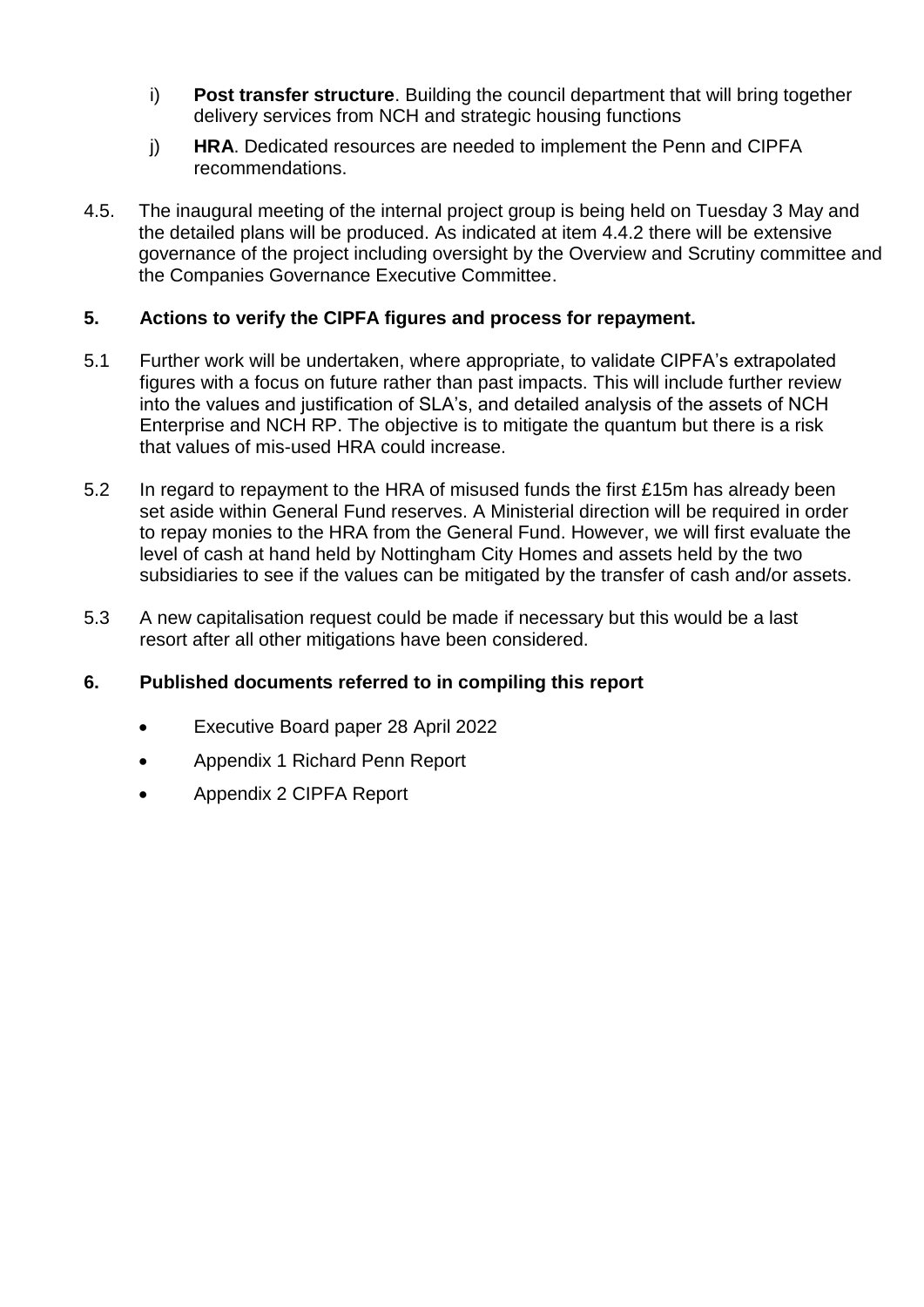i) **Post transfer structure**. Building the council department that will bring together delivery services from NCH and strategic housing functions

j) **HRA**. Dedicated resources are needed to implement the Penn and CIPFA recommendations.

4.5. The inaugural meeting of the internal project group is being held on Tuesday 3 May and the detailed plans will be produced. As indicated at item 4.4.2 there will be extensive governance of the project including oversight by the Overview and Scrutiny committee and the Companies Governance Executive Committee.

## 5. Actions to verify the CIPFA figures and process for repayment.

5.1 Further work will be undertaken, where appropriate, to validate CIPFA's extrapolated figures with a focus on future rather than past impacts. This will include further review into the values and justification of SLA's, and detailed analysis of the assets of NCH Enterprise and NCH RP. The objective is to mitigate the quantum but there is a risk that values of mis-used HRA could increase.

5.2 In regard to repayment to the HRA of misused funds the first £15m has already been set aside within General Fund reserves. A Ministerial direction will be required in order to repay monies to the HRA from the General Fund. However, we will first evaluate the level of cash at hand held by Nottingham City Homes and assets held by the two subsidiaries to see if the values can be mitigated by the transfer of cash and/or assets.

5.3 A new capitalisation request could be made if necessary but this would be a last resort after all other mitigations have been considered.

## 6. Published documents referred to in compiling this report

- Executive Board paper 28 April 2022
- Appendix 1 Richard Penn Report
- Appendix 2 CIPFA Report